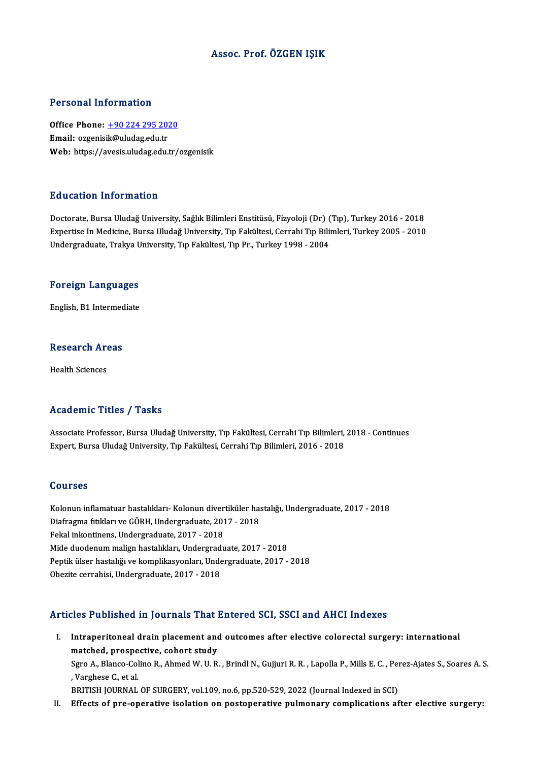# Assoc. Prof. ÖZGEN IŞIK

## Personal Information

**Office Phone:** +90 224 295 2020
**Email:** ozgenisik@uludag.edu.tr
**Web:** https://avesis.uludag.edu.tr/ozgenisik

## Education Information

Doctorate, Bursa Uludağ University, Sağlık Bilimleri Enstitüsü, Fizyoloji (Dr) (Tıp), Turkey 2016 - 2018
Expertise In Medicine, Bursa Uludağ University, Tıp Fakültesi, Cerrahi Tıp Bilimleri, Turkey 2005 - 2010
Undergraduate, Trakya University, Tıp Fakültesi, Tıp Pr., Turkey 1998 - 2004

## Foreign Languages

English, B1 Intermediate

## Research Areas

Health Sciences

## Academic Titles / Tasks

Associate Professor, Bursa Uludağ University, Tıp Fakültesi, Cerrahi Tıp Bilimleri, 2018 - Continues
Expert, Bursa Uludağ University, Tıp Fakültesi, Cerrahi Tıp Bilimleri, 2016 - 2018

## Courses

Kolonun inflamatuar hastalıkları- Kolonun divertiküler hastalığı, Undergraduate, 2017 - 2018
Diafragma fıtıkları ve GÖRH, Undergraduate, 2017 - 2018
Fekal inkontinens, Undergraduate, 2017 - 2018
Mide duodenum malign hastalıkları, Undergraduate, 2017 - 2018
Peptik ülser hastalığı ve komplikasyonları, Undergraduate, 2017 - 2018
Obezite cerrahisi, Undergraduate, 2017 - 2018

## Articles Published in Journals That Entered SCI, SSCI and AHCI Indexes

I. **Intraperitoneal drain placement and outcomes after elective colorectal surgery: international matched, prospective, cohort study**
Sgro A., Blanco-Colino R., Ahmed W. U. R. , Brindl N., Gujjuri R. R. , Lapolla P., Mills E. C. , Perez-Ajates S., Soares A. S. , Varghese C., et al.
BRITISH JOURNAL OF SURGERY, vol.109, no.6, pp.520-529, 2022 (Journal Indexed in SCI)

II. **Effects of pre-operative isolation on postoperative pulmonary complications after elective surgery:**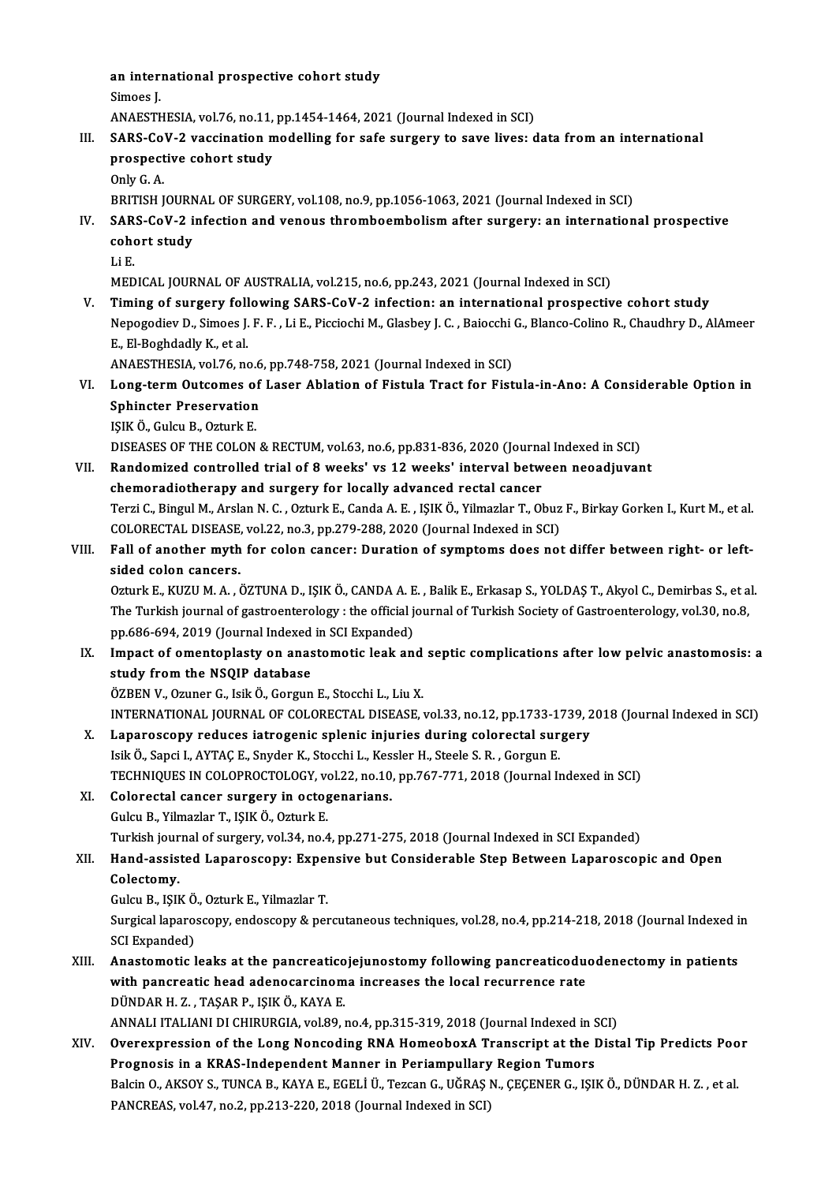an international prospective cohort study
Simoes J.
ANAESTHESIA, vol.76, no.11, pp.1454-1464, 2021 (Journal Indexed in SCI)

III. **SARS-CoV-2 vaccination modelling for safe surgery to save lives: data from an international prospective cohort study**
Only G. A.
BRITISH JOURNAL OF SURGERY, vol.108, no.9, pp.1056-1063, 2021 (Journal Indexed in SCI)

IV. **SARS-CoV-2 infection and venous thromboembolism after surgery: an international prospective cohort study**
Li E.
MEDICAL JOURNAL OF AUSTRALIA, vol.215, no.6, pp.243, 2021 (Journal Indexed in SCI)

V. **Timing of surgery following SARS-CoV-2 infection: an international prospective cohort study**
Nepogodiev D., Simoes J. F. F. , Li E., Picciochi M., Glasbey J. C. , Baiocchi G., Blanco-Colino R., Chaudhry D., AlAmeer E., El-Boghdadly K., et al.
ANAESTHESIA, vol.76, no.6, pp.748-758, 2021 (Journal Indexed in SCI)

VI. **Long-term Outcomes of Laser Ablation of Fistula Tract for Fistula-in-Ano: A Considerable Option in Sphincter Preservation**
IŞIK Ö., Gulcu B., Ozturk E.
DISEASES OF THE COLON & RECTUM, vol.63, no.6, pp.831-836, 2020 (Journal Indexed in SCI)

VII. **Randomized controlled trial of 8 weeks' vs 12 weeks' interval between neoadjuvant chemoradiotherapy and surgery for locally advanced rectal cancer**
Terzi C., Bingul M., Arslan N. C. , Ozturk E., Canda A. E. , IŞIK Ö., Yilmazlar T., Obuz F., Birkay Gorken I., Kurt M., et al.
COLORECTAL DISEASE, vol.22, no.3, pp.279-288, 2020 (Journal Indexed in SCI)

VIII. **Fall of another myth for colon cancer: Duration of symptoms does not differ between right- or left-sided colon cancers.**
Ozturk E., KUZU M. A. , ÖZTUNA D., IŞIK Ö., CANDA A. E. , Balik E., Erkasap S., YOLDAŞ T., Akyol C., Demirbas S., et al.
The Turkish journal of gastroenterology : the official journal of Turkish Society of Gastroenterology, vol.30, no.8, pp.686-694, 2019 (Journal Indexed in SCI Expanded)

IX. **Impact of omentoplasty on anastomotic leak and septic complications after low pelvic anastomosis: a study from the NSQIP database**
ÖZBEN V., Ozuner G., Isik Ö., Gorgun E., Stocchi L., Liu X.
INTERNATIONAL JOURNAL OF COLORECTAL DISEASE, vol.33, no.12, pp.1733-1739, 2018 (Journal Indexed in SCI)

X. **Laparoscopy reduces iatrogenic splenic injuries during colorectal surgery**
Isik Ö., Sapci I., AYTAÇ E., Snyder K., Stocchi L., Kessler H., Steele S. R. , Gorgun E.
TECHNIQUES IN COLOPROCTOLOGY, vol.22, no.10, pp.767-771, 2018 (Journal Indexed in SCI)

XI. **Colorectal cancer surgery in octogenarians.**
Gulcu B., Yilmazlar T., IŞIK Ö., Ozturk E.
Turkish journal of surgery, vol.34, no.4, pp.271-275, 2018 (Journal Indexed in SCI Expanded)

XII. **Hand-assisted Laparoscopy: Expensive but Considerable Step Between Laparoscopic and Open Colectomy.**
Gulcu B., IŞIK Ö., Ozturk E., Yilmazlar T.
Surgical laparoscopy, endoscopy & percutaneous techniques, vol.28, no.4, pp.214-218, 2018 (Journal Indexed in SCI Expanded)

XIII. **Anastomotic leaks at the pancreaticojejunostomy following pancreaticoduodenectomy in patients with pancreatic head adenocarcinoma increases the local recurrence rate**
DÜNDAR H. Z. , TAŞAR P., IŞIK Ö., KAYA E.
ANNALI ITALIANI DI CHIRURGIA, vol.89, no.4, pp.315-319, 2018 (Journal Indexed in SCI)

XIV. **Overexpression of the Long Noncoding RNA HomeoboxA Transcript at the Distal Tip Predicts Poor Prognosis in a KRAS-Independent Manner in Periampullary Region Tumors**
Balcin O., AKSOY S., TUNCA B., KAYA E., EGELİ Ü., Tezcan G., UĞRAŞ N., ÇEÇENER G., IŞIK Ö., DÜNDAR H. Z. , et al.
PANCREAS, vol.47, no.2, pp.213-220, 2018 (Journal Indexed in SCI)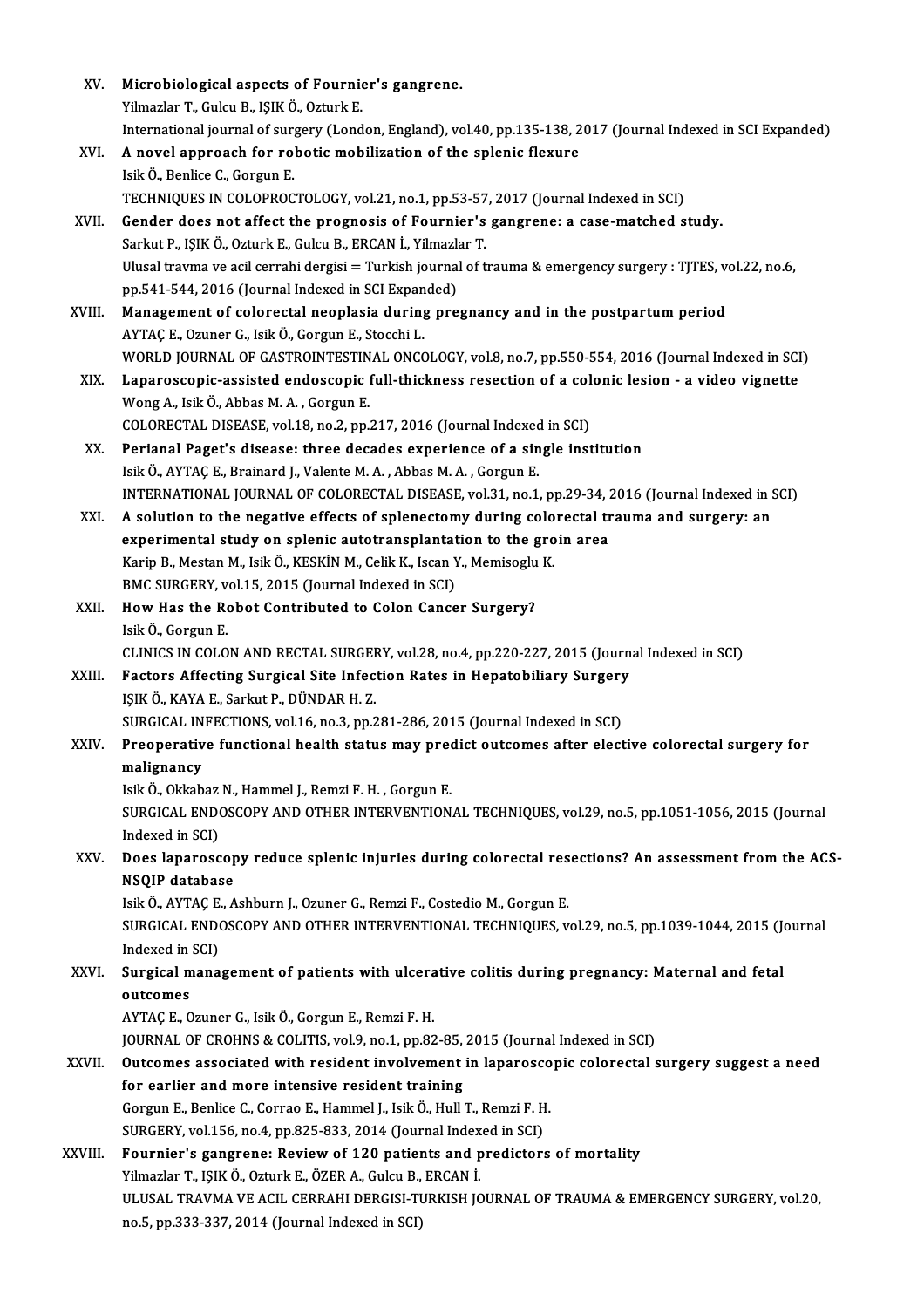XV. **Microbiological aspects of Fournier's gangrene.**
Yilmazlar T., Gulcu B., IŞIK Ö., Ozturk E.
International journal of surgery (London, England), vol.40, pp.135-138, 2017 (Journal Indexed in SCI Expanded)

XVI. **A novel approach for robotic mobilization of the splenic flexure**
Isik Ö., Benlice C., Gorgun E.
TECHNIQUES IN COLOPROCTOLOGY, vol.21, no.1, pp.53-57, 2017 (Journal Indexed in SCI)

XVII. **Gender does not affect the prognosis of Fournier's gangrene: a case-matched study.**
Sarkut P., IŞIK Ö., Ozturk E., Gulcu B., ERCAN İ., Yilmazlar T.
Ulusal travma ve acil cerrahi dergisi = Turkish journal of trauma & emergency surgery : TJTES, vol.22, no.6, pp.541-544, 2016 (Journal Indexed in SCI Expanded)

XVIII. **Management of colorectal neoplasia during pregnancy and in the postpartum period**
AYTAÇ E., Ozuner G., Isik Ö., Gorgun E., Stocchi L.
WORLD JOURNAL OF GASTROINTESTINAL ONCOLOGY, vol.8, no.7, pp.550-554, 2016 (Journal Indexed in SCI)

XIX. **Laparoscopic-assisted endoscopic full-thickness resection of a colonic lesion - a video vignette**
Wong A., Isik Ö., Abbas M. A. , Gorgun E.
COLORECTAL DISEASE, vol.18, no.2, pp.217, 2016 (Journal Indexed in SCI)

XX. **Perianal Paget's disease: three decades experience of a single institution**
Isik Ö., AYTAÇ E., Brainard J., Valente M. A. , Abbas M. A. , Gorgun E.
INTERNATIONAL JOURNAL OF COLORECTAL DISEASE, vol.31, no.1, pp.29-34, 2016 (Journal Indexed in SCI)

XXI. **A solution to the negative effects of splenectomy during colorectal trauma and surgery: an experimental study on splenic autotransplantation to the groin area**
Karip B., Mestan M., Isik Ö., KESKİN M., Celik K., Iscan Y., Memisoglu K.
BMC SURGERY, vol.15, 2015 (Journal Indexed in SCI)

XXII. **How Has the Robot Contributed to Colon Cancer Surgery?**
Isik Ö., Gorgun E.
CLINICS IN COLON AND RECTAL SURGERY, vol.28, no.4, pp.220-227, 2015 (Journal Indexed in SCI)

XXIII. **Factors Affecting Surgical Site Infection Rates in Hepatobiliary Surgery**
IŞIK Ö., KAYA E., Sarkut P., DÜNDAR H. Z.
SURGICAL INFECTIONS, vol.16, no.3, pp.281-286, 2015 (Journal Indexed in SCI)

XXIV. **Preoperative functional health status may predict outcomes after elective colorectal surgery for malignancy**
Isik Ö., Okkabaz N., Hammel J., Remzi F. H. , Gorgun E.
SURGICAL ENDOSCOPY AND OTHER INTERVENTIONAL TECHNIQUES, vol.29, no.5, pp.1051-1056, 2015 (Journal Indexed in SCI)

XXV. **Does laparoscopy reduce splenic injuries during colorectal resections? An assessment from the ACS-NSQIP database**
Isik Ö., AYTAÇ E., Ashburn J., Ozuner G., Remzi F., Costedio M., Gorgun E.
SURGICAL ENDOSCOPY AND OTHER INTERVENTIONAL TECHNIQUES, vol.29, no.5, pp.1039-1044, 2015 (Journal Indexed in SCI)

XXVI. **Surgical management of patients with ulcerative colitis during pregnancy: Maternal and fetal outcomes**
AYTAÇ E., Ozuner G., Isik Ö., Gorgun E., Remzi F. H.
JOURNAL OF CROHNS & COLITIS, vol.9, no.1, pp.82-85, 2015 (Journal Indexed in SCI)

XXVII. **Outcomes associated with resident involvement in laparoscopic colorectal surgery suggest a need for earlier and more intensive resident training**
Gorgun E., Benlice C., Corrao E., Hammel J., Isik Ö., Hull T., Remzi F. H.
SURGERY, vol.156, no.4, pp.825-833, 2014 (Journal Indexed in SCI)

XXVIII. **Fournier's gangrene: Review of 120 patients and predictors of mortality**
Yilmazlar T., IŞIK Ö., Ozturk E., ÖZER A., Gulcu B., ERCAN İ.
ULUSAL TRAVMA VE ACIL CERRAHI DERGISI-TURKISH JOURNAL OF TRAUMA & EMERGENCY SURGERY, vol.20, no.5, pp.333-337, 2014 (Journal Indexed in SCI)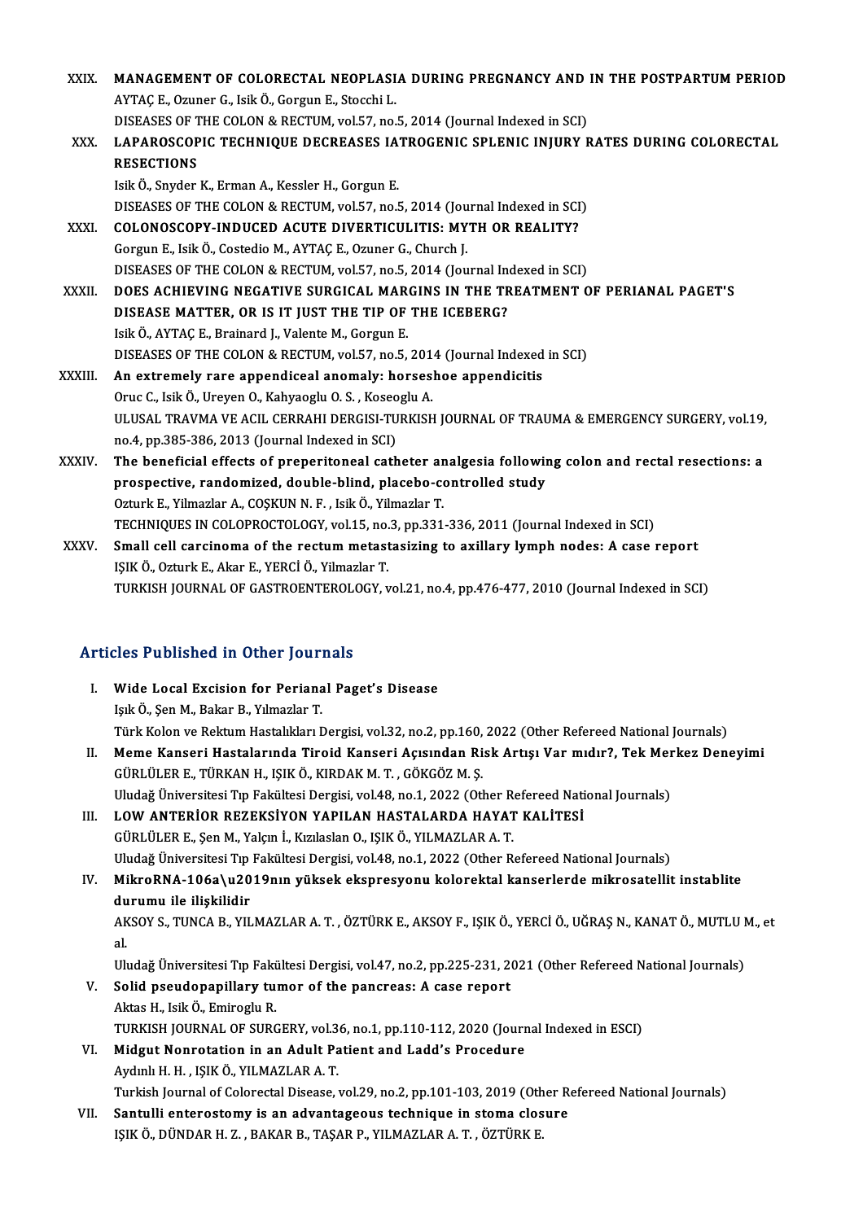XXIX. **MANAGEMENT OF COLORECTAL NEOPLASIA DURING PREGNANCY AND IN THE POSTPARTUM PERIOD**
AYTAÇ E., Ozuner G., Isik Ö., Gorgun E., Stocchi L.
DISEASES OF THE COLON & RECTUM, vol.57, no.5, 2014 (Journal Indexed in SCI)

XXX. **LAPAROSCOPIC TECHNIQUE DECREASES IATROGENIC SPLENIC INJURY RATES DURING COLORECTAL RESECTIONS**
Isik Ö., Snyder K., Erman A., Kessler H., Gorgun E.
DISEASES OF THE COLON & RECTUM, vol.57, no.5, 2014 (Journal Indexed in SCI)

XXXI. **COLONOSCOPY-INDUCED ACUTE DIVERTICULITIS: MYTH OR REALITY?**
Gorgun E., Isik Ö., Costedio M., AYTAÇ E., Ozuner G., Church J.
DISEASES OF THE COLON & RECTUM, vol.57, no.5, 2014 (Journal Indexed in SCI)

XXXII. **DOES ACHIEVING NEGATIVE SURGICAL MARGINS IN THE TREATMENT OF PERIANAL PAGET'S DISEASE MATTER, OR IS IT JUST THE TIP OF THE ICEBERG?**
Isik Ö., AYTAÇ E., Brainard J., Valente M., Gorgun E.
DISEASES OF THE COLON & RECTUM, vol.57, no.5, 2014 (Journal Indexed in SCI)

XXXIII. **An extremely rare appendiceal anomaly: horseshoe appendicitis**
Oruc C., Isik Ö., Ureyen O., Kahyaoglu O. S. , Koseoglu A.
ULUSAL TRAVMA VE ACIL CERRAHI DERGISI-TURKISH JOURNAL OF TRAUMA & EMERGENCY SURGERY, vol.19, no.4, pp.385-386, 2013 (Journal Indexed in SCI)

XXXIV. **The beneficial effects of preperitoneal catheter analgesia following colon and rectal resections: a prospective, randomized, double-blind, placebo-controlled study**
Ozturk E., Yilmazlar A., COŞKUN N. F. , Isik Ö., Yilmazlar T.
TECHNIQUES IN COLOPROCTOLOGY, vol.15, no.3, pp.331-336, 2011 (Journal Indexed in SCI)

XXXV. **Small cell carcinoma of the rectum metastasizing to axillary lymph nodes: A case report**
IŞIK Ö., Ozturk E., Akar E., YERCİ Ö., Yilmazlar T.
TURKISH JOURNAL OF GASTROENTEROLOGY, vol.21, no.4, pp.476-477, 2010 (Journal Indexed in SCI)

## Articles Published in Other Journals

I. **Wide Local Excision for Perianal Paget's Disease**
Işık Ö., Şen M., Bakar B., Yılmazlar T.
Türk Kolon ve Rektum Hastalıkları Dergisi, vol.32, no.2, pp.160, 2022 (Other Refereed National Journals)

II. **Meme Kanseri Hastalarında Tiroid Kanseri Açısından Risk Artışı Var mıdır?, Tek Merkez Deneyimi**
GÜRLÜLER E., TÜRKAN H., IŞIK Ö., KIRDAK M. T. , GÖKGÖZ M. Ş.
Uludağ Üniversitesi Tıp Fakültesi Dergisi, vol.48, no.1, 2022 (Other Refereed National Journals)

III. **LOW ANTERİOR REZEKSİYON YAPILAN HASTALARDA HAYAT KALİTESİ**
GÜRLÜLER E., Şen M., Yalçın İ., Kızılaslan O., IŞIK Ö., YILMAZLAR A. T.
Uludağ Üniversitesi Tıp Fakültesi Dergisi, vol.48, no.1, 2022 (Other Refereed National Journals)

IV. **MikroRNA-106a\u2019nın yüksek ekspresyonu kolorektal kanserlerde mikrosatellit instablite durumu ile ilişkilidir**
AKSOY S., TUNCA B., YILMAZLAR A. T. , ÖZTÜRK E., AKSOY F., IŞIK Ö., YERCİ Ö., UĞRAŞ N., KANAT Ö., MUTLU M., et al.
Uludağ Üniversitesi Tıp Fakültesi Dergisi, vol.47, no.2, pp.225-231, 2021 (Other Refereed National Journals)

V. **Solid pseudopapillary tumor of the pancreas: A case report**
Aktas H., Isik Ö., Emiroglu R.
TURKISH JOURNAL OF SURGERY, vol.36, no.1, pp.110-112, 2020 (Journal Indexed in ESCI)

VI. **Midgut Nonrotation in an Adult Patient and Ladd's Procedure**
Aydınlı H. H. , IŞIK Ö., YILMAZLAR A. T.
Turkish Journal of Colorectal Disease, vol.29, no.2, pp.101-103, 2019 (Other Refereed National Journals)

VII. **Santulli enterostomy is an advantageous technique in stoma closure**
IŞIK Ö., DÜNDAR H. Z. , BAKAR B., TAŞAR P., YILMAZLAR A. T. , ÖZTÜRK E.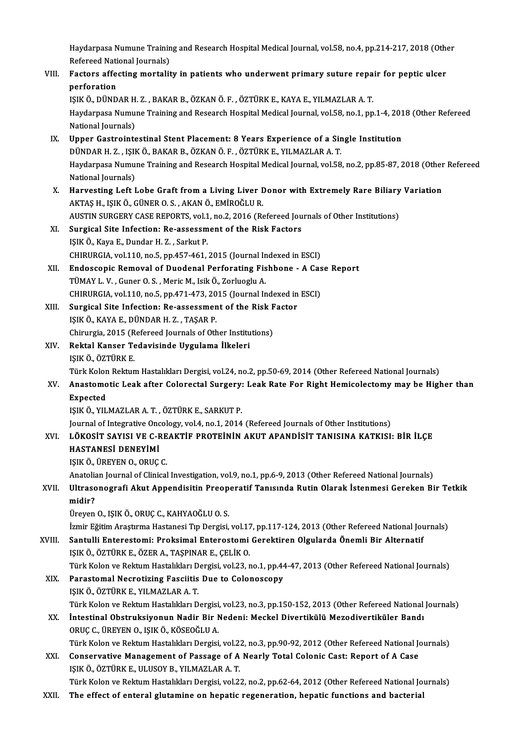Haydarpasa Numune Training and Research Hospital Medical Journal, vol.58, no.4, pp.214-217, 2018 (Other Refereed National Journals)

VIII. **Factors affecting mortality in patients who underwent primary suture repair for peptic ulcer perforation**
IŞIK Ö., DÜNDAR H. Z. , BAKAR B., ÖZKAN Ö. F. , ÖZTÜRK E., KAYA E., YILMAZLAR A. T.
Haydarpasa Numune Training and Research Hospital Medical Journal, vol.58, no.1, pp.1-4, 2018 (Other Refereed National Journals)

IX. **Upper Gastrointestinal Stent Placement: 8 Years Experience of a Single Institution**
DÜNDAR H. Z. , IŞIK Ö., BAKAR B., ÖZKAN Ö. F. , ÖZTÜRK E., YILMAZLAR A. T.
Haydarpasa Numune Training and Research Hospital Medical Journal, vol.58, no.2, pp.85-87, 2018 (Other Refereed National Journals)

X. **Harvesting Left Lobe Graft from a Living Liver Donor with Extremely Rare Biliary Variation**
AKTAŞ H., IŞIK Ö., GÜNER O. S. , AKAN Ö., EMİROĞLU R.
AUSTIN SURGERY CASE REPORTS, vol.1, no.2, 2016 (Refereed Journals of Other Institutions)

XI. **Surgical Site Infection: Re-assessment of the Risk Factors**
IŞIK Ö., Kaya E., Dundar H. Z. , Sarkut P.
CHIRURGIA, vol.110, no.5, pp.457-461, 2015 (Journal Indexed in ESCI)

XII. **Endoscopic Removal of Duodenal Perforating Fishbone - A Case Report**
TÜMAY L. V. , Guner O. S. , Meric M., Isik Ö., Zorluoglu A.
CHIRURGIA, vol.110, no.5, pp.471-473, 2015 (Journal Indexed in ESCI)

XIII. **Surgical Site Infection: Re-assessment of the Risk Factor**
IŞIK Ö., KAYA E., DÜNDAR H. Z. , TAŞAR P.
Chirurgia, 2015 (Refereed Journals of Other Institutions)

XIV. **Rektal Kanser Tedavisinde Uygulama İlkeleri**
IŞIK Ö., ÖZTÜRK E.
Türk Kolon Rektum Hastalıkları Dergisi, vol.24, no.2, pp.50-69, 2014 (Other Refereed National Journals)

XV. **Anastomotic Leak after Colorectal Surgery: Leak Rate For Right Hemicolectomy may be Higher than Expected**
IŞIK Ö., YILMAZLAR A. T. , ÖZTÜRK E., SARKUT P.
Journal of Integrative Oncology, vol.4, no.1, 2014 (Refereed Journals of Other Institutions)

XVI. **LÖKOSİT SAYISI VE C-REAKTİF PROTEİNİN AKUT APANDİSİT TANISINA KATKISI: BİR İLÇE HASTANESİ DENEYİMİ**
IŞIK Ö., ÜREYEN O., ORUÇ C.
Anatolian Journal of Clinical Investigation, vol.9, no.1, pp.6-9, 2013 (Other Refereed National Journals)

XVII. **Ultrasonografi Akut Appendisitin Preoperatif Tanısında Rutin Olarak İstenmesi Gereken Bir Tetkik midir?**
Üreyen O., IŞIK Ö., ORUÇ C., KAHYAOĞLU O. S.
İzmir Eğitim Araştırma Hastanesi Tıp Dergisi, vol.17, pp.117-124, 2013 (Other Refereed National Journals)

XVIII. **Santulli Enterestomi: Proksimal Enterostomi Gerektiren Olgularda Önemli Bir Alternatif**
IŞIK Ö., ÖZTÜRK E., ÖZER A., TAŞPINAR E., ÇELİK O.
Türk Kolon ve Rektum Hastalıkları Dergisi, vol.23, no.1, pp.44-47, 2013 (Other Refereed National Journals)

XIX. **Parastomal Necrotizing Fasciitis Due to Colonoscopy**
IŞIK Ö., ÖZTÜRK E., YILMAZLAR A. T.
Türk Kolon ve Rektum Hastalıkları Dergisi, vol.23, no.3, pp.150-152, 2013 (Other Refereed National Journals)

XX. **İntestinal Obstruksiyonun Nadir Bir Nedeni: Meckel Divertikülü Mezodivertiküler Bandı**
ORUÇ C., ÜREYEN O., IŞIK Ö., KÖSEOĞLU A.
Türk Kolon ve Rektum Hastalıkları Dergisi, vol.22, no.3, pp.90-92, 2012 (Other Refereed National Journals)

XXI. **Conservative Management of Passage of A Nearly Total Colonic Cast: Report of A Case**
IŞIK Ö., ÖZTÜRK E., ULUSOY B., YILMAZLAR A. T.
Türk Kolon ve Rektum Hastalıkları Dergisi, vol.22, no.2, pp.62-64, 2012 (Other Refereed National Journals)

XXII. **The effect of enteral glutamine on hepatic regeneration, hepatic functions and bacterial**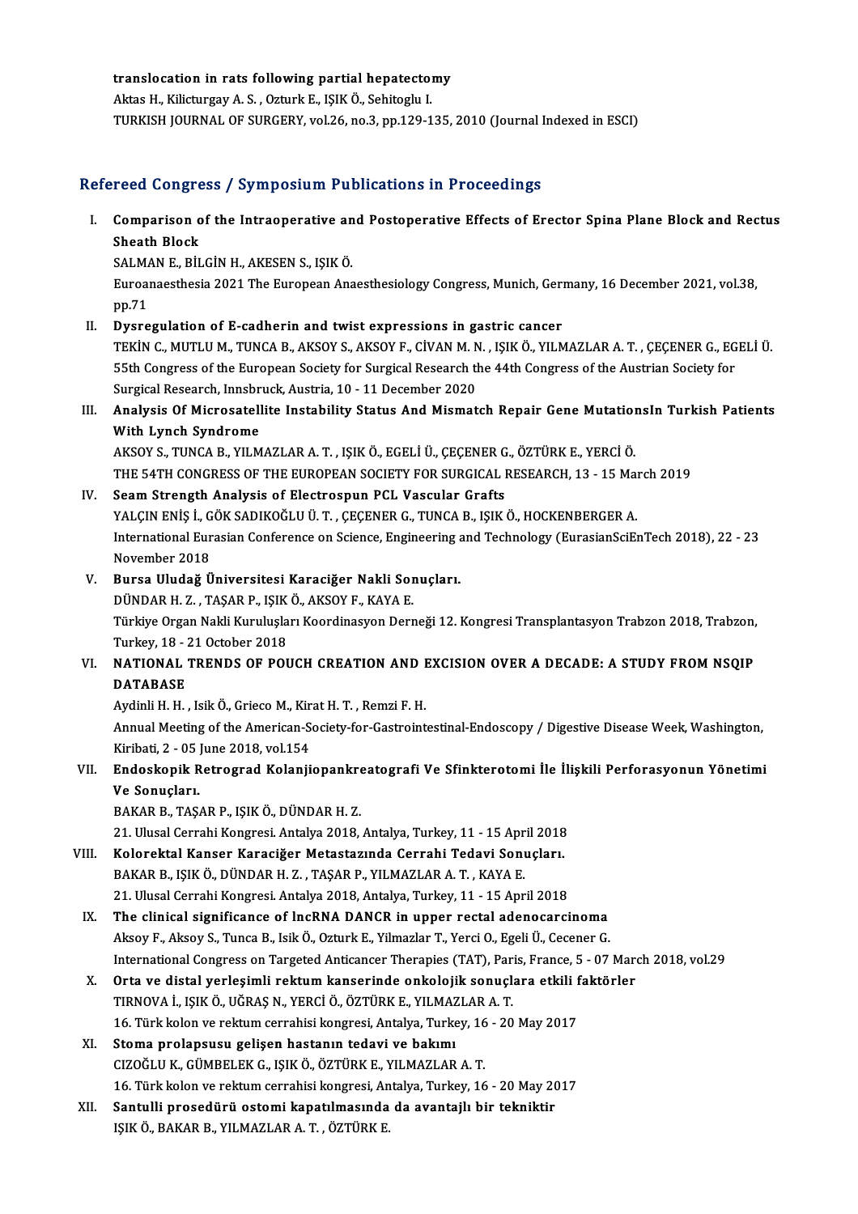translocation in rats following partial hepatectomy
Aktas H., Kilicturgay A. S. , Ozturk E., IŞIK Ö., Sehitoglu I.
TURKISH JOURNAL OF SURGERY, vol.26, no.3, pp.129-135, 2010 (Journal Indexed in ESCI)

## Refereed Congress / Symposium Publications in Proceedings

I. **Comparison of the Intraoperative and Postoperative Effects of Erector Spina Plane Block and Rectus Sheath Block**
SALMAN E., BİLGİN H., AKESEN S., IŞIK Ö.
Euroanaesthesia 2021 The European Anaesthesiology Congress, Munich, Germany, 16 December 2021, vol.38, pp.71

II. **Dysregulation of E-cadherin and twist expressions in gastric cancer**
TEKİN C., MUTLU M., TUNCA B., AKSOY S., AKSOY F., CİVAN M. N. , IŞIK Ö., YILMAZLAR A. T. , ÇEÇENER G., EGELİ Ü.
55th Congress of the European Society for Surgical Research the 44th Congress of the Austrian Society for Surgical Research, Innsbruck, Austria, 10 - 11 December 2020

III. **Analysis Of Microsatellite Instability Status And Mismatch Repair Gene MutationsIn Turkish Patients With Lynch Syndrome**
AKSOY S., TUNCA B., YILMAZLAR A. T. , IŞIK Ö., EGELİ Ü., ÇEÇENER G., ÖZTÜRK E., YERCİ Ö.
THE 54TH CONGRESS OF THE EUROPEAN SOCIETY FOR SURGICAL RESEARCH, 13 - 15 March 2019

IV. **Seam Strength Analysis of Electrospun PCL Vascular Grafts**
YALÇIN ENİŞ İ., GÖK SADIKOĞLU Ü. T. , ÇEÇENER G., TUNCA B., IŞIK Ö., HOCKENBERGER A.
International Eurasian Conference on Science, Engineering and Technology (EurasianSciEnTech 2018), 22 - 23 November 2018

V. **Bursa Uludağ Üniversitesi Karaciğer Nakli Sonuçları.**
DÜNDAR H. Z. , TAŞAR P., IŞIK Ö., AKSOY F., KAYA E.
Türkiye Organ Nakli Kuruluşları Koordinasyon Derneği 12. Kongresi Transplantasyon Trabzon 2018, Trabzon, Turkey, 18 - 21 October 2018

VI. **NATIONAL TRENDS OF POUCH CREATION AND EXCISION OVER A DECADE: A STUDY FROM NSQIP DATABASE**
Aydinli H. H. , Isik Ö., Grieco M., Kirat H. T. , Remzi F. H.
Annual Meeting of the American-Society-for-Gastrointestinal-Endoscopy / Digestive Disease Week, Washington, Kiribati, 2 - 05 June 2018, vol.154

VII. **Endoskopik Retrograd Kolanjiopankreatografi Ve Sfinkterotomi İle İlişkili Perforasyonun Yönetimi Ve Sonuçları.**
BAKAR B., TAŞAR P., IŞIK Ö., DÜNDAR H. Z.
21. Ulusal Cerrahi Kongresi. Antalya 2018, Antalya, Turkey, 11 - 15 April 2018

VIII. **Kolorektal Kanser Karaciğer Metastazında Cerrahi Tedavi Sonuçları.**
BAKAR B., IŞIK Ö., DÜNDAR H. Z. , TAŞAR P., YILMAZLAR A. T. , KAYA E.
21. Ulusal Cerrahi Kongresi. Antalya 2018, Antalya, Turkey, 11 - 15 April 2018

IX. **The clinical significance of lncRNA DANCR in upper rectal adenocarcinoma**
Aksoy F., Aksoy S., Tunca B., Isik Ö., Ozturk E., Yilmazlar T., Yerci O., Egeli Ü., Cecener G.
International Congress on Targeted Anticancer Therapies (TAT), Paris, France, 5 - 07 March 2018, vol.29

X. **Orta ve distal yerleşimli rektum kanserinde onkolojik sonuçlara etkili faktörler**
TIRNOVA İ., IŞIK Ö., UĞRAŞ N., YERCİ Ö., ÖZTÜRK E., YILMAZLAR A. T.
16. Türk kolon ve rektum cerrahisi kongresi, Antalya, Turkey, 16 - 20 May 2017

XI. **Stoma prolapsusu gelişen hastanın tedavi ve bakımı**
CIZOĞLU K., GÜMBELEK G., IŞIK Ö., ÖZTÜRK E., YILMAZLAR A. T.
16. Türk kolon ve rektum cerrahisi kongresi, Antalya, Turkey, 16 - 20 May 2017

XII. **Santulli prosedürü ostomi kapatılmasında da avantajlı bir tekniktir**
IŞIK Ö., BAKAR B., YILMAZLAR A. T. , ÖZTÜRK E.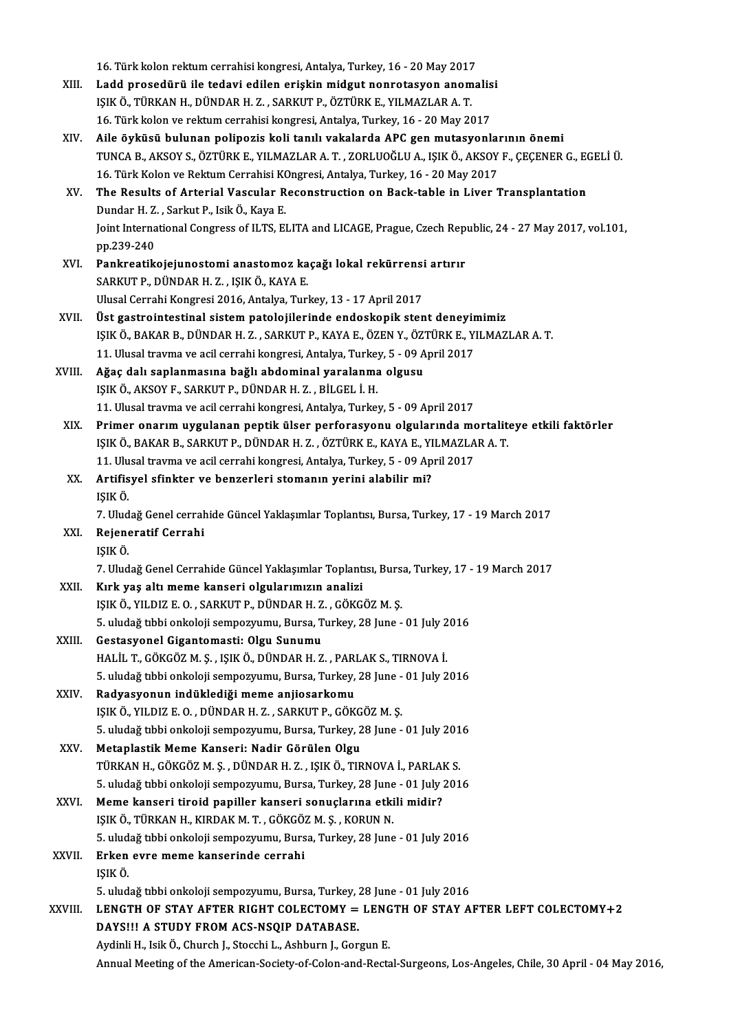16. Türk kolon rektum cerrahisi kongresi, Antalya, Turkey, 16 - 20 May 2017

XIII. **Ladd prosedürü ile tedavi edilen erişkin midgut nonrotasyon anomalisi**
IŞIK Ö., TÜRKAN H., DÜNDAR H. Z. , SARKUT P., ÖZTÜRK E., YILMAZLAR A. T.
16. Türk kolon ve rektum cerrahisi kongresi, Antalya, Turkey, 16 - 20 May 2017

XIV. **Aile öyküsü bulunan polipozis koli tanılı vakalarda APC gen mutasyonlarının önemi**
TUNCA B., AKSOY S., ÖZTÜRK E., YILMAZLAR A. T. , ZORLUOĞLU A., IŞIK Ö., AKSOY F., ÇEÇENER G., EGELİ Ü.
16. Türk Kolon ve Rektum Cerrahisi KOngresi, Antalya, Turkey, 16 - 20 May 2017

XV. **The Results of Arterial Vascular Reconstruction on Back-table in Liver Transplantation**
Dundar H. Z. , Sarkut P., Isik Ö., Kaya E.
Joint International Congress of ILTS, ELITA and LICAGE, Prague, Czech Republic, 24 - 27 May 2017, vol.101, pp.239-240

XVI. **Pankreatikojejunostomi anastomoz kaçağı lokal rekürrensi artırır**
SARKUT P., DÜNDAR H. Z. , IŞIK Ö., KAYA E.
Ulusal Cerrahi Kongresi 2016, Antalya, Turkey, 13 - 17 April 2017

XVII. **Üst gastrointestinal sistem patolojilerinde endoskopik stent deneyimimiz**
IŞIK Ö., BAKAR B., DÜNDAR H. Z. , SARKUT P., KAYA E., ÖZEN Y., ÖZTÜRK E., YILMAZLAR A. T.
11. Ulusal travma ve acil cerrahi kongresi, Antalya, Turkey, 5 - 09 April 2017

XVIII. **Ağaç dalı saplanmasına bağlı abdominal yaralanma olgusu**
IŞIK Ö., AKSOY F., SARKUT P., DÜNDAR H. Z. , BİLGEL İ. H.
11. Ulusal travma ve acil cerrahi kongresi, Antalya, Turkey, 5 - 09 April 2017

XIX. **Primer onarım uygulanan peptik ülser perforasyonu olgularında mortaliteye etkili faktörler**
IŞIK Ö., BAKAR B., SARKUT P., DÜNDAR H. Z. , ÖZTÜRK E., KAYA E., YILMAZLAR A. T.
11. Ulusal travma ve acil cerrahi kongresi, Antalya, Turkey, 5 - 09 April 2017

XX. **Artifisyel sfinkter ve benzerleri stomanın yerini alabilir mi?**
IŞIK Ö.
7. Uludağ Genel cerrahide Güncel Yaklaşımlar Toplantısı, Bursa, Turkey, 17 - 19 March 2017

XXI. **Rejeneratif Cerrahi**
IŞIK Ö.
7. Uludağ Genel Cerrahide Güncel Yaklaşımlar Toplantısı, Bursa, Turkey, 17 - 19 March 2017

XXII. **Kırk yaş altı meme kanseri olgularımızın analizi**
IŞIK Ö., YILDIZ E. O. , SARKUT P., DÜNDAR H. Z. , GÖKGÖZ M. Ş.
5. uludağ tıbbi onkoloji sempozyumu, Bursa, Turkey, 28 June - 01 July 2016

XXIII. **Gestasyonel Gigantomasti: Olgu Sunumu**
HALİL T., GÖKGÖZ M. Ş. , IŞIK Ö., DÜNDAR H. Z. , PARLAK S., TIRNOVA İ.
5. uludağ tıbbi onkoloji sempozyumu, Bursa, Turkey, 28 June - 01 July 2016

XXIV. **Radyasyonun indüklediği meme anjiosarkomu**
IŞIK Ö., YILDIZ E. O. , DÜNDAR H. Z. , SARKUT P., GÖKGÖZ M. Ş.
5. uludağ tıbbi onkoloji sempozyumu, Bursa, Turkey, 28 June - 01 July 2016

XXV. **Metaplastik Meme Kanseri: Nadir Görülen Olgu**
TÜRKAN H., GÖKGÖZ M. Ş. , DÜNDAR H. Z. , IŞIK Ö., TIRNOVA İ., PARLAK S.
5. uludağ tıbbi onkoloji sempozyumu, Bursa, Turkey, 28 June - 01 July 2016

XXVI. **Meme kanseri tiroid papiller kanseri sonuçlarına etkili midir?**
IŞIK Ö., TÜRKAN H., KIRDAK M. T. , GÖKGÖZ M. Ş. , KORUN N.
5. uludağ tıbbi onkoloji sempozyumu, Bursa, Turkey, 28 June - 01 July 2016

XXVII. **Erken evre meme kanserinde cerrahi**
IŞIK Ö.
5. uludağ tıbbi onkoloji sempozyumu, Bursa, Turkey, 28 June - 01 July 2016

XXVIII. **LENGTH OF STAY AFTER RIGHT COLECTOMY = LENGTH OF STAY AFTER LEFT COLECTOMY+2 DAYS!!! A STUDY FROM ACS-NSQIP DATABASE.**
Aydinli H., Isik Ö., Church J., Stocchi L., Ashburn J., Gorgun E.
Annual Meeting of the American-Society-of-Colon-and-Rectal-Surgeons, Los-Angeles, Chile, 30 April - 04 May 2016,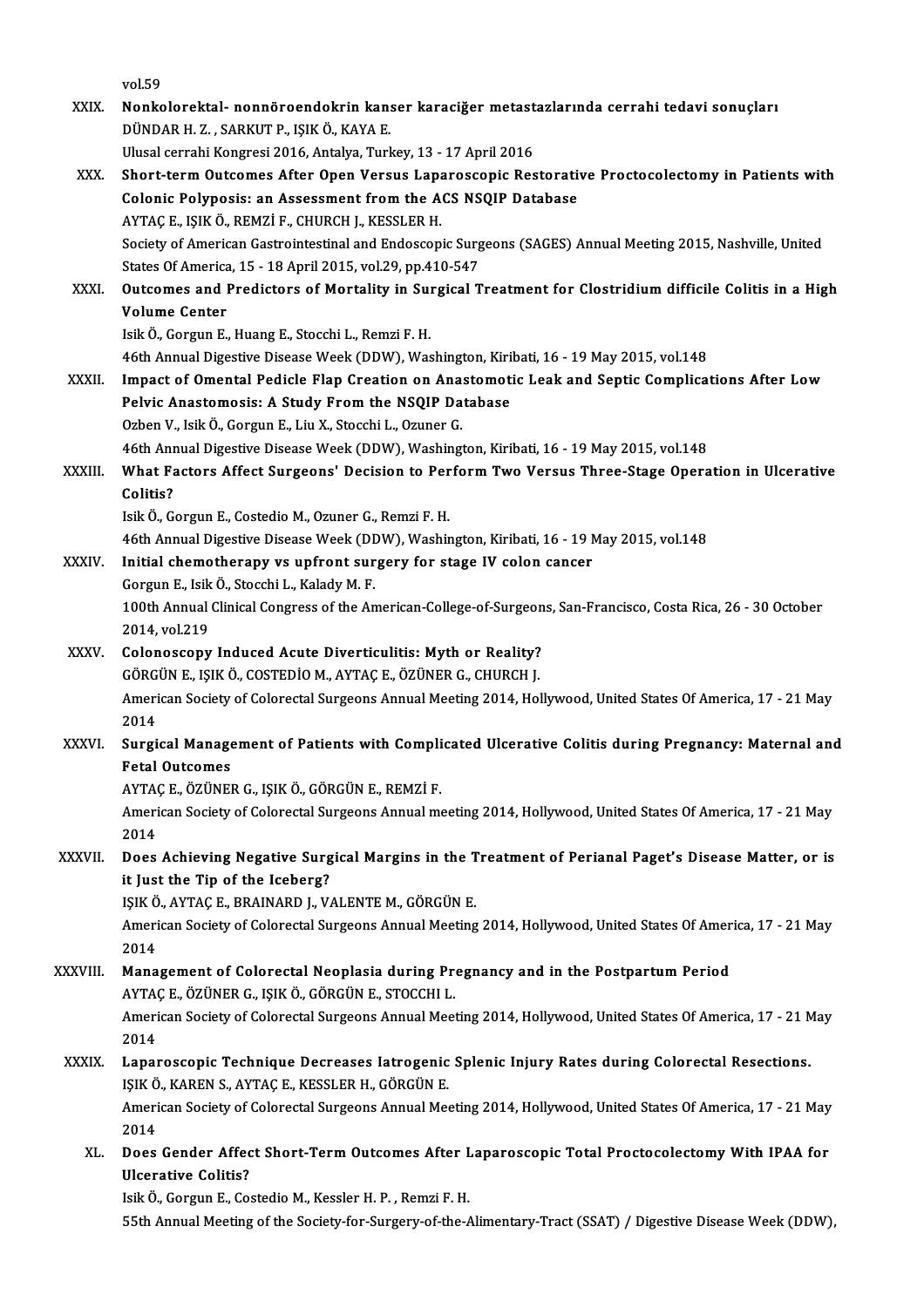vol.59

XXIX. **Nonkolorektal- nonnöroendokrin kanser karaciğer metastazlarında cerrahi tedavi sonuçları**
DÜNDAR H. Z. , SARKUT P., IŞIK Ö., KAYA E.
Ulusal cerrahi Kongresi 2016, Antalya, Turkey, 13 - 17 April 2016

XXX. **Short-term Outcomes After Open Versus Laparoscopic Restorative Proctocolectomy in Patients with Colonic Polyposis: an Assessment from the ACS NSQIP Database**
AYTAÇ E., IŞIK Ö., REMZİ F., CHURCH J., KESSLER H.
Society of American Gastrointestinal and Endoscopic Surgeons (SAGES) Annual Meeting 2015, Nashville, United States Of America, 15 - 18 April 2015, vol.29, pp.410-547

XXXI. **Outcomes and Predictors of Mortality in Surgical Treatment for Clostridium difficile Colitis in a High Volume Center**
Isik Ö., Gorgun E., Huang E., Stocchi L., Remzi F. H.
46th Annual Digestive Disease Week (DDW), Washington, Kiribati, 16 - 19 May 2015, vol.148

XXXII. **Impact of Omental Pedicle Flap Creation on Anastomotic Leak and Septic Complications After Low Pelvic Anastomosis: A Study From the NSQIP Database**
Ozben V., Isik Ö., Gorgun E., Liu X., Stocchi L., Ozuner G.
46th Annual Digestive Disease Week (DDW), Washington, Kiribati, 16 - 19 May 2015, vol.148

XXXIII. **What Factors Affect Surgeons' Decision to Perform Two Versus Three-Stage Operation in Ulcerative Colitis?**
Isik Ö., Gorgun E., Costedio M., Ozuner G., Remzi F. H.
46th Annual Digestive Disease Week (DDW), Washington, Kiribati, 16 - 19 May 2015, vol.148

XXXIV. **Initial chemotherapy vs upfront surgery for stage IV colon cancer**
Gorgun E., Isik Ö., Stocchi L., Kalady M. F.
100th Annual Clinical Congress of the American-College-of-Surgeons, San-Francisco, Costa Rica, 26 - 30 October 2014, vol.219

XXXV. **Colonoscopy Induced Acute Diverticulitis: Myth or Reality?**
GÖRGÜN E., IŞIK Ö., COSTEDİO M., AYTAÇ E., ÖZÜNER G., CHURCH J.
American Society of Colorectal Surgeons Annual Meeting 2014, Hollywood, United States Of America, 17 - 21 May 2014

XXXVI. **Surgical Management of Patients with Complicated Ulcerative Colitis during Pregnancy: Maternal and Fetal Outcomes**
AYTAÇ E., ÖZÜNER G., IŞIK Ö., GÖRGÜN E., REMZİ F.
American Society of Colorectal Surgeons Annual meeting 2014, Hollywood, United States Of America, 17 - 21 May 2014

XXXVII. **Does Achieving Negative Surgical Margins in the Treatment of Perianal Paget's Disease Matter, or is it Just the Tip of the Iceberg?**
IŞIK Ö., AYTAÇ E., BRAINARD J., VALENTE M., GÖRGÜN E.
American Society of Colorectal Surgeons Annual Meeting 2014, Hollywood, United States Of America, 17 - 21 May 2014

XXXVIII. **Management of Colorectal Neoplasia during Pregnancy and in the Postpartum Period**
AYTAÇ E., ÖZÜNER G., IŞIK Ö., GÖRGÜN E., STOCCHI L.
American Society of Colorectal Surgeons Annual Meeting 2014, Hollywood, United States Of America, 17 - 21 May 2014

XXXIX. **Laparoscopic Technique Decreases Iatrogenic Splenic Injury Rates during Colorectal Resections.**
IŞIK Ö., KAREN S., AYTAÇ E., KESSLER H., GÖRGÜN E.
American Society of Colorectal Surgeons Annual Meeting 2014, Hollywood, United States Of America, 17 - 21 May 2014

XL. **Does Gender Affect Short-Term Outcomes After Laparoscopic Total Proctocolectomy With IPAA for Ulcerative Colitis?**
Isik Ö., Gorgun E., Costedio M., Kessler H. P. , Remzi F. H.
55th Annual Meeting of the Society-for-Surgery-of-the-Alimentary-Tract (SSAT) / Digestive Disease Week (DDW),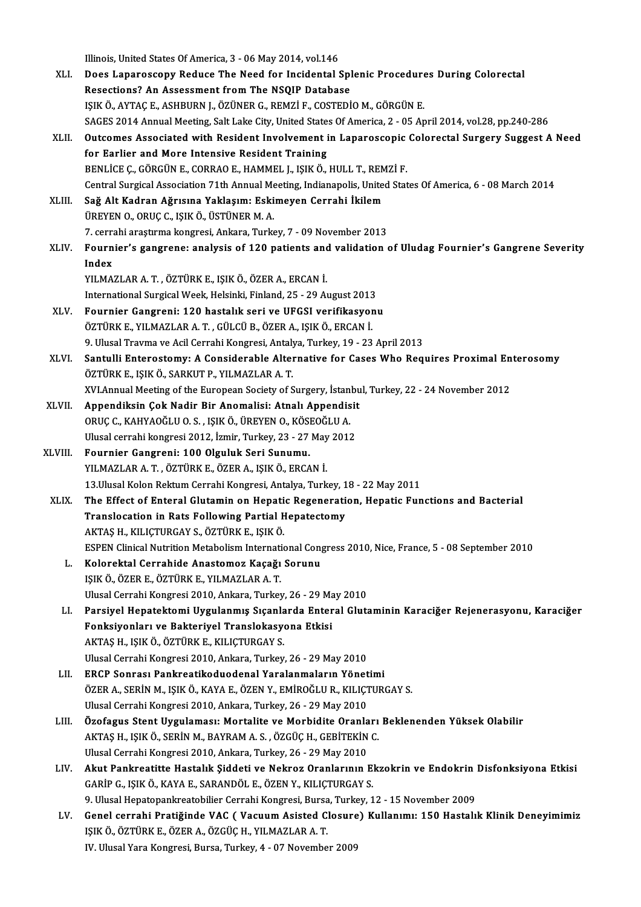Illinois, United States Of America, 3 - 06 May 2014, vol.146

XLI. **Does Laparoscopy Reduce The Need for Incidental Splenic Procedures During Colorectal Resections? An Assessment from The NSQIP Database**
IŞIK Ö., AYTAÇ E., ASHBURN J., ÖZÜNER G., REMZİ F., COSTEDİO M., GÖRGÜN E.
SAGES 2014 Annual Meeting, Salt Lake City, United States Of America, 2 - 05 April 2014, vol.28, pp.240-286

XLII. **Outcomes Associated with Resident Involvement in Laparoscopic Colorectal Surgery Suggest A Need for Earlier and More Intensive Resident Training**
BENLİCE Ç., GÖRGÜN E., CORRAO E., HAMMEL J., IŞIK Ö., HULL T., REMZİ F.
Central Surgical Association 71th Annual Meeting, Indianapolis, United States Of America, 6 - 08 March 2014

XLIII. **Sağ Alt Kadran Ağrısına Yaklaşım: Eskimeyen Cerrahi İkilem**
ÜREYEN O., ORUÇ C., IŞIK Ö., ÜSTÜNER M. A.
7. cerrahi araştırma kongresi, Ankara, Turkey, 7 - 09 November 2013

XLIV. **Fournier's gangrene: analysis of 120 patients and validation of Uludag Fournier's Gangrene Severity Index**
YILMAZLAR A. T. , ÖZTÜRK E., IŞIK Ö., ÖZER A., ERCAN İ.
International Surgical Week, Helsinki, Finland, 25 - 29 August 2013

XLV. **Fournier Gangreni: 120 hastalık seri ve UFGSI verifikasyonu**
ÖZTÜRK E., YILMAZLAR A. T. , GÜLCÜ B., ÖZER A., IŞIK Ö., ERCAN İ.
9. Ulusal Travma ve Acil Cerrahi Kongresi, Antalya, Turkey, 19 - 23 April 2013

XLVI. **Santulli Enterostomy: A Considerable Alternative for Cases Who Requires Proximal Enterosomy**
ÖZTÜRK E., IŞIK Ö., SARKUT P., YILMAZLAR A. T.
XVI.Annual Meeting of the European Society of Surgery, İstanbul, Turkey, 22 - 24 November 2012

XLVII. **Appendiksin Çok Nadir Bir Anomalisi: Atnalı Appendisit**
ORUÇ C., KAHYAOĞLU O. S. , IŞIK Ö., ÜREYEN O., KÖSEOĞLU A.
Ulusal cerrahi kongresi 2012, İzmir, Turkey, 23 - 27 May 2012

XLVIII. **Fournier Gangreni: 100 Olguluk Seri Sunumu.**
YILMAZLAR A. T. , ÖZTÜRK E., ÖZER A., IŞIK Ö., ERCAN İ.
13.Ulusal Kolon Rektum Cerrahi Kongresi, Antalya, Turkey, 18 - 22 May 2011

XLIX. **The Effect of Enteral Glutamin on Hepatic Regeneration, Hepatic Functions and Bacterial Translocation in Rats Following Partial Hepatectomy**
AKTAŞ H., KILIÇTURGAY S., ÖZTÜRK E., IŞIK Ö.
ESPEN Clinical Nutrition Metabolism International Congress 2010, Nice, France, 5 - 08 September 2010

L. **Kolorektal Cerrahide Anastomoz Kaçağı Sorunu**
IŞIK Ö., ÖZER E., ÖZTÜRK E., YILMAZLAR A. T.
Ulusal Cerrahi Kongresi 2010, Ankara, Turkey, 26 - 29 May 2010

LI. **Parsiyel Hepatektomi Uygulanmış Sıçanlarda Enteral Glutaminin Karaciğer Rejenerasyonu, Karaciğer Fonksiyonları ve Bakteriyel Translokasyona Etkisi**
AKTAŞ H., IŞIK Ö., ÖZTÜRK E., KILIÇTURGAY S.
Ulusal Cerrahi Kongresi 2010, Ankara, Turkey, 26 - 29 May 2010

LII. **ERCP Sonrası Pankreatikoduodenal Yaralanmaların Yönetimi**
ÖZER A., SERİN M., IŞIK Ö., KAYA E., ÖZEN Y., EMİROĞLU R., KILIÇTURGAY S.
Ulusal Cerrahi Kongresi 2010, Ankara, Turkey, 26 - 29 May 2010

LIII. **Özofagus Stent Uygulaması: Mortalite ve Morbidite Oranları Beklenenden Yüksek Olabilir**
AKTAŞ H., IŞIK Ö., SERİN M., BAYRAM A. S. , ÖZGÜÇ H., GEBİTEKİN C.
Ulusal Cerrahi Kongresi 2010, Ankara, Turkey, 26 - 29 May 2010

LIV. **Akut Pankreatitte Hastalık Şiddeti ve Nekroz Oranlarının Ekzokrin ve Endokrin Disfonksiyona Etkisi**
GARİP G., IŞIK Ö., KAYA E., SARANDÖL E., ÖZEN Y., KILIÇTURGAY S.
9. Ulusal Hepatopankreatobilier Cerrahi Kongresi, Bursa, Turkey, 12 - 15 November 2009

LV. **Genel cerrahi Pratiğinde VAC ( Vacuum Asisted Closure) Kullanımı: 150 Hastalık Klinik Deneyimimiz**
IŞIK Ö., ÖZTÜRK E., ÖZER A., ÖZGÜÇ H., YILMAZLAR A. T.
IV. Ulusal Yara Kongresi, Bursa, Turkey, 4 - 07 November 2009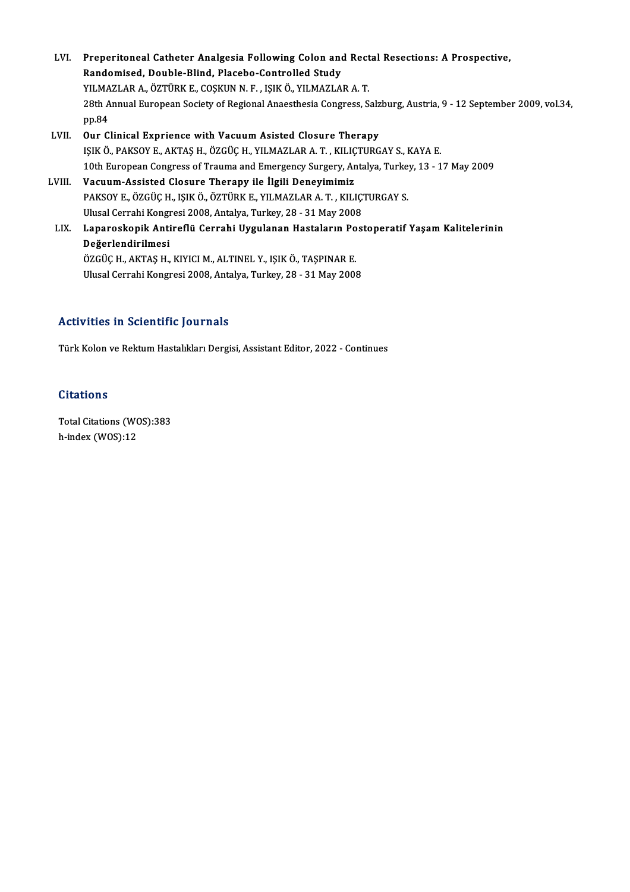LVI. **Preperitoneal Catheter Analgesia Following Colon and Rectal Resections: A Prospective, Randomised, Double-Blind, Placebo-Controlled Study**
YILMAZLAR A., ÖZTÜRK E., COŞKUN N. F. , IŞIK Ö., YILMAZLAR A. T.
28th Annual European Society of Regional Anaesthesia Congress, Salzburg, Austria, 9 - 12 September 2009, vol.34, pp.84

LVII. **Our Clinical Exprience with Vacuum Asisted Closure Therapy**
IŞIK Ö., PAKSOY E., AKTAŞ H., ÖZGÜÇ H., YILMAZLAR A. T. , KILIÇTURGAY S., KAYA E.
10th European Congress of Trauma and Emergency Surgery, Antalya, Turkey, 13 - 17 May 2009

LVIII. **Vacuum-Assisted Closure Therapy ile İlgili Deneyimimiz**
PAKSOY E., ÖZGÜÇ H., IŞIK Ö., ÖZTÜRK E., YILMAZLAR A. T. , KILIÇTURGAY S.
Ulusal Cerrahi Kongresi 2008, Antalya, Turkey, 28 - 31 May 2008

LIX. **Laparoskopik Antireflü Cerrahi Uygulanan Hastaların Postoperatif Yaşam Kalitelerinin Değerlendirilmesi**
ÖZGÜÇ H., AKTAŞ H., KIYICI M., ALTINEL Y., IŞIK Ö., TAŞPINAR E.
Ulusal Cerrahi Kongresi 2008, Antalya, Turkey, 28 - 31 May 2008

## Activities in Scientific Journals

Türk Kolon ve Rektum Hastalıkları Dergisi, Assistant Editor, 2022 - Continues

## Citations

Total Citations (WOS):383
h-index (WOS):12